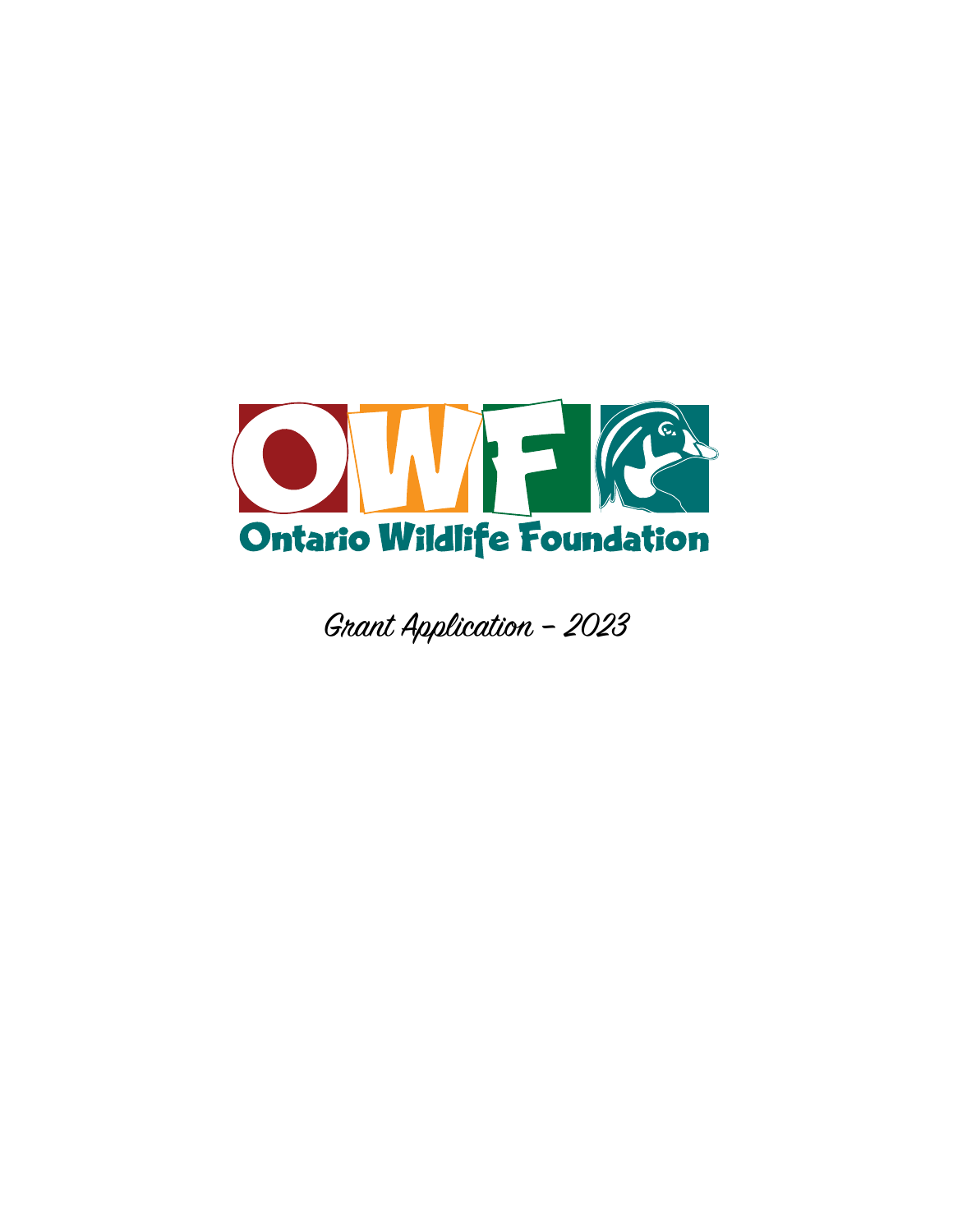# Ontario Wildlife Foundation

## Grant Application – 2023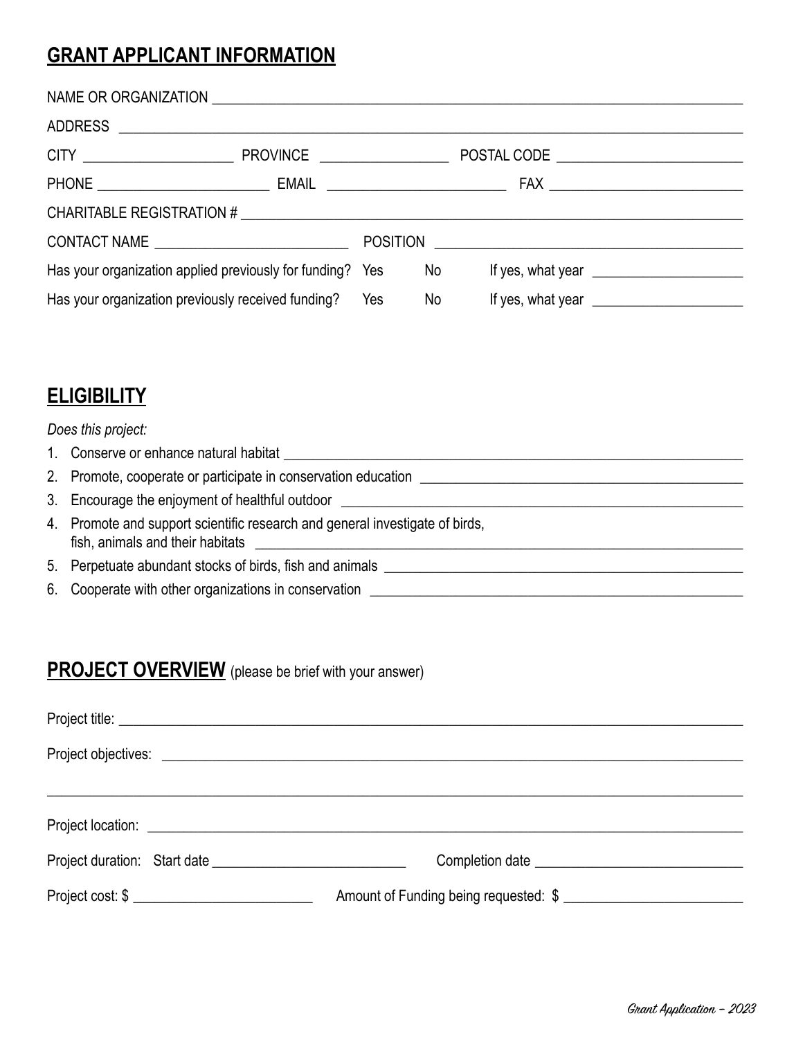## GRANT APPLICANT INFORMATION

NAME OR ORGANIZATION ______________________________________________

ADDRESS ______________________________________________

CITY ____________________ PROVINCE ________________ POSTAL CODE ________________________

PHONE ______________________ EMAIL ______________________ FAX ________________________

CHARITABLE REGISTRATION # ______________________________________________

CONTACT NAME ________________________ POSITION ________________________________________

Has your organization applied previously for funding? Yes No If yes, what year ____________________

Has your organization previously received funding? Yes No If yes, what year ____________________

## ELIGIBILITY

*Does this project:*

1. Conserve or enhance natural habitat ______________________________________________
2. Promote, cooperate or participate in conservation education ______________________________________________
3. Encourage the enjoyment of healthful outdoor ______________________________________________
4. Promote and support scientific research and general investigate of birds, fish, animals and their habitats ______________________________________________
5. Perpetuate abundant stocks of birds, fish and animals ______________________________________________
6. Cooperate with other organizations in conservation ______________________________________________

## PROJECT OVERVIEW (please be brief with your answer)

Project title: ______________________________________________

Project objectives: ______________________________________________

______________________________________________

Project location: ______________________________________________

Project duration: Start date __________________________ Completion date ____________________________

Project cost: $ ________________________ Amount of Funding being requested: $ ________________________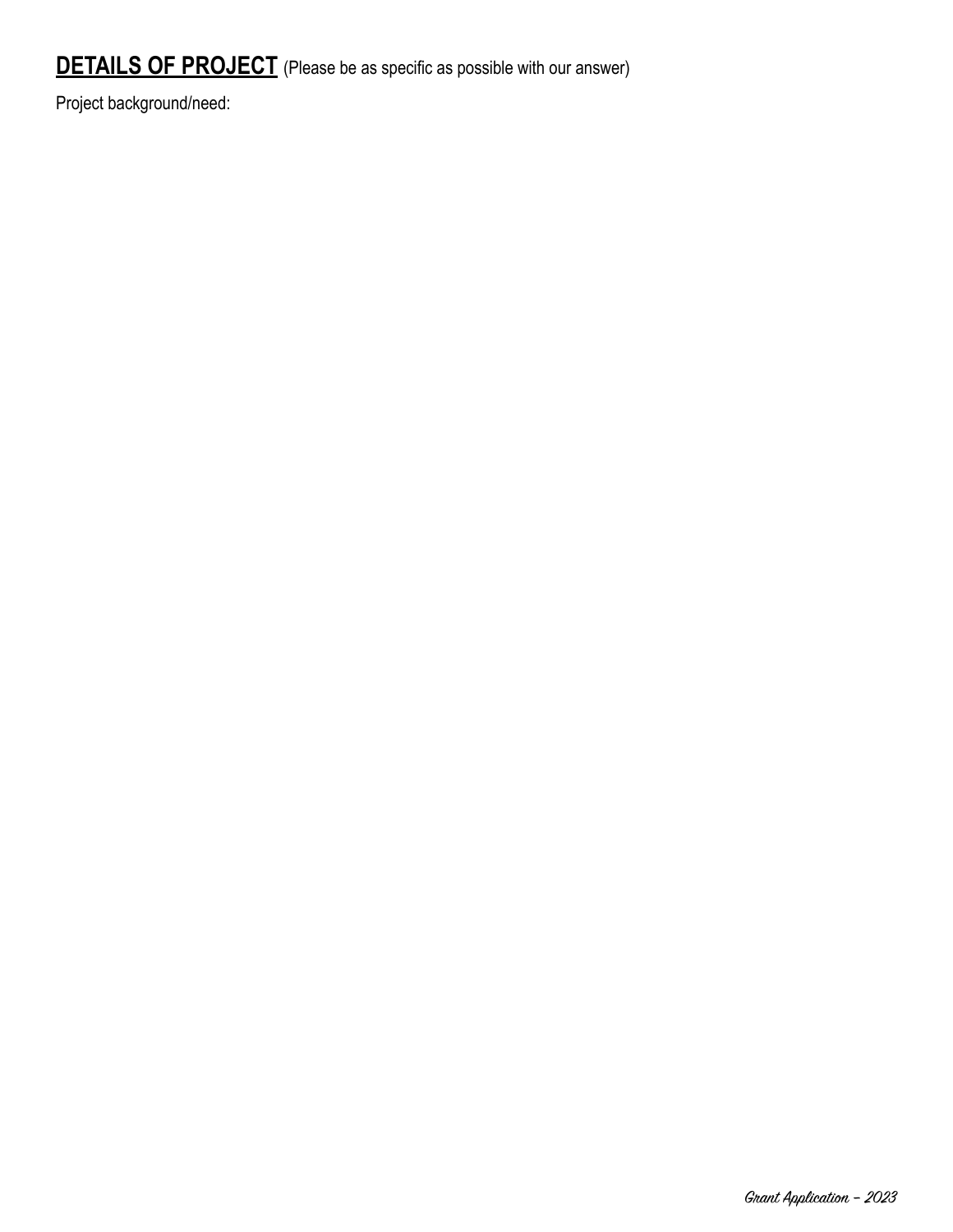## **DETAILS OF PROJECT** (Please be as specific as possible with our answer)

Project background/need: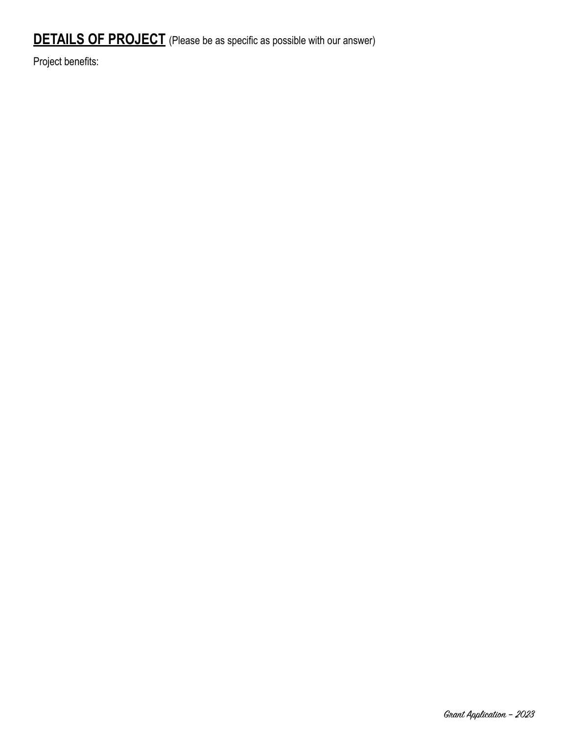## **DETAILS OF PROJECT** (Please be as specific as possible with our answer)

Project benefits: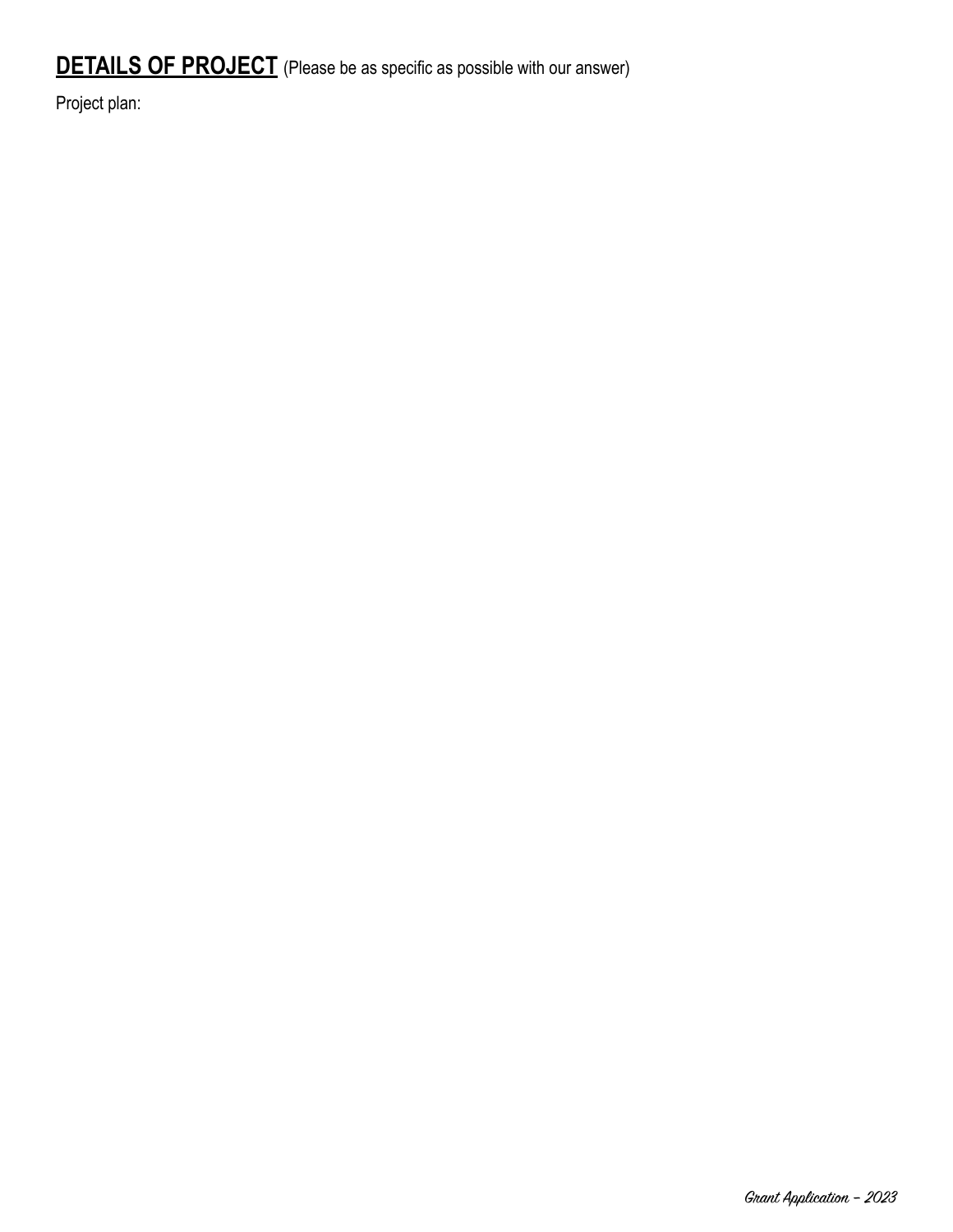## **DETAILS OF PROJECT** (Please be as specific as possible with our answer)

Project plan: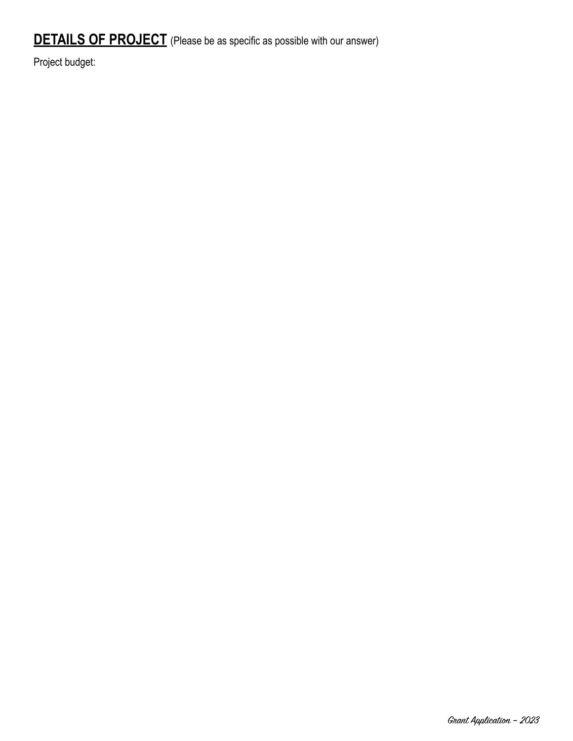## **DETAILS OF PROJECT** (Please be as specific as possible with our answer)

Project budget: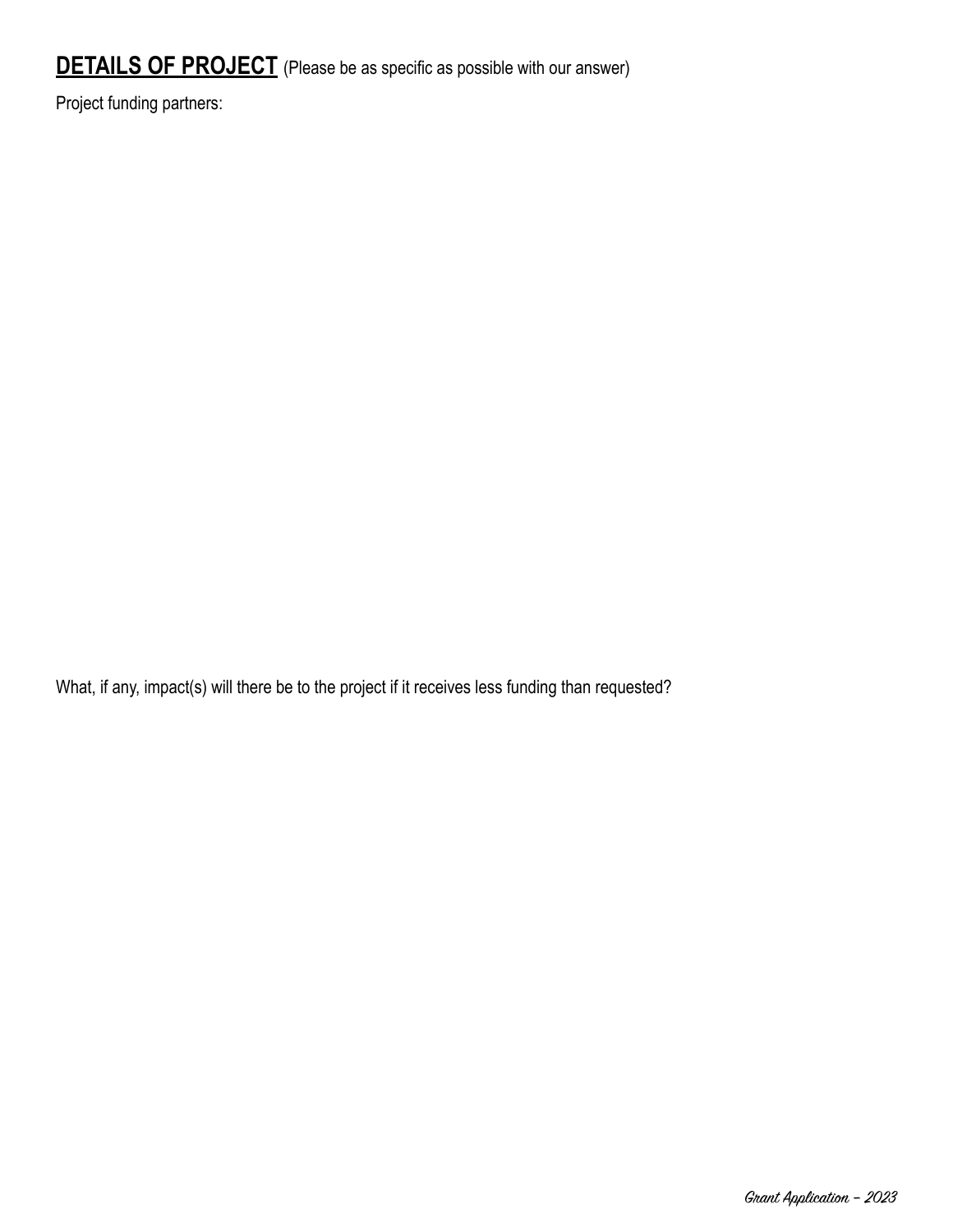## **DETAILS OF PROJECT** (Please be as specific as possible with our answer)

Project funding partners:

What, if any, impact(s) will there be to the project if it receives less funding than requested?